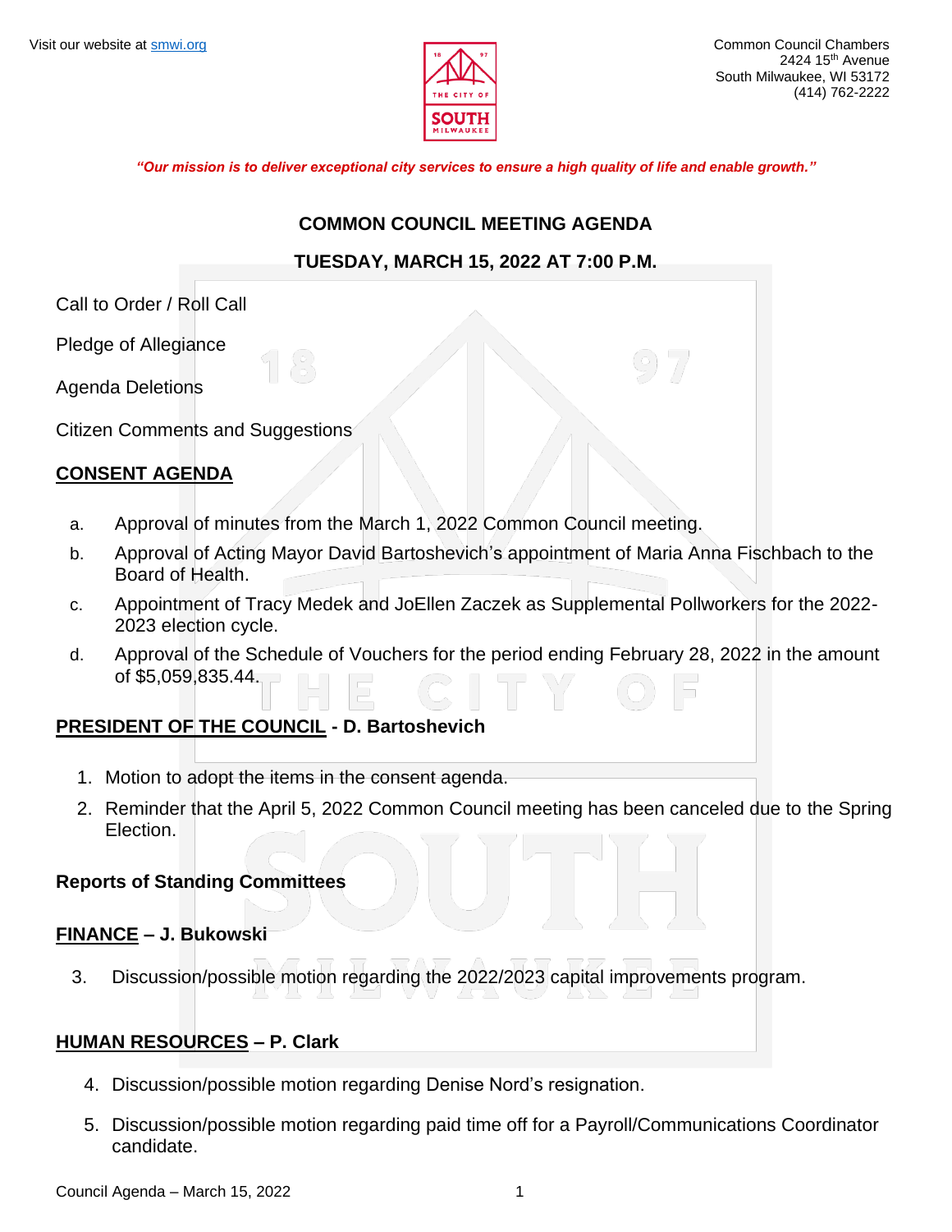Visit our website at smwi.org

Common Council Chambers
2424 15th Avenue
South Milwaukee, WI 53172
(414) 762-2222

***"Our mission is to deliver exceptional city services to ensure a high quality of life and enable growth."***

# COMMON COUNCIL MEETING AGENDA

## TUESDAY, MARCH 15, 2022 AT 7:00 P.M.

Call to Order / Roll Call

Pledge of Allegiance

Agenda Deletions

Citizen Comments and Suggestions

**CONSENT AGENDA**

a. Approval of minutes from the March 1, 2022 Common Council meeting.

b. Approval of Acting Mayor David Bartoshevich's appointment of Maria Anna Fischbach to the Board of Health.

c. Appointment of Tracy Medek and JoEllen Zaczek as Supplemental Pollworkers for the 2022-2023 election cycle.

d. Approval of the Schedule of Vouchers for the period ending February 28, 2022 in the amount of $5,059,835.44.

**PRESIDENT OF THE COUNCIL - D. Bartoshevich**

1. Motion to adopt the items in the consent agenda.
2. Reminder that the April 5, 2022 Common Council meeting has been canceled due to the Spring Election.

**Reports of Standing Committees**

**FINANCE – J. Bukowski**

3. Discussion/possible motion regarding the 2022/2023 capital improvements program.

**HUMAN RESOURCES – P. Clark**

4. Discussion/possible motion regarding Denise Nord's resignation.
5. Discussion/possible motion regarding paid time off for a Payroll/Communications Coordinator candidate.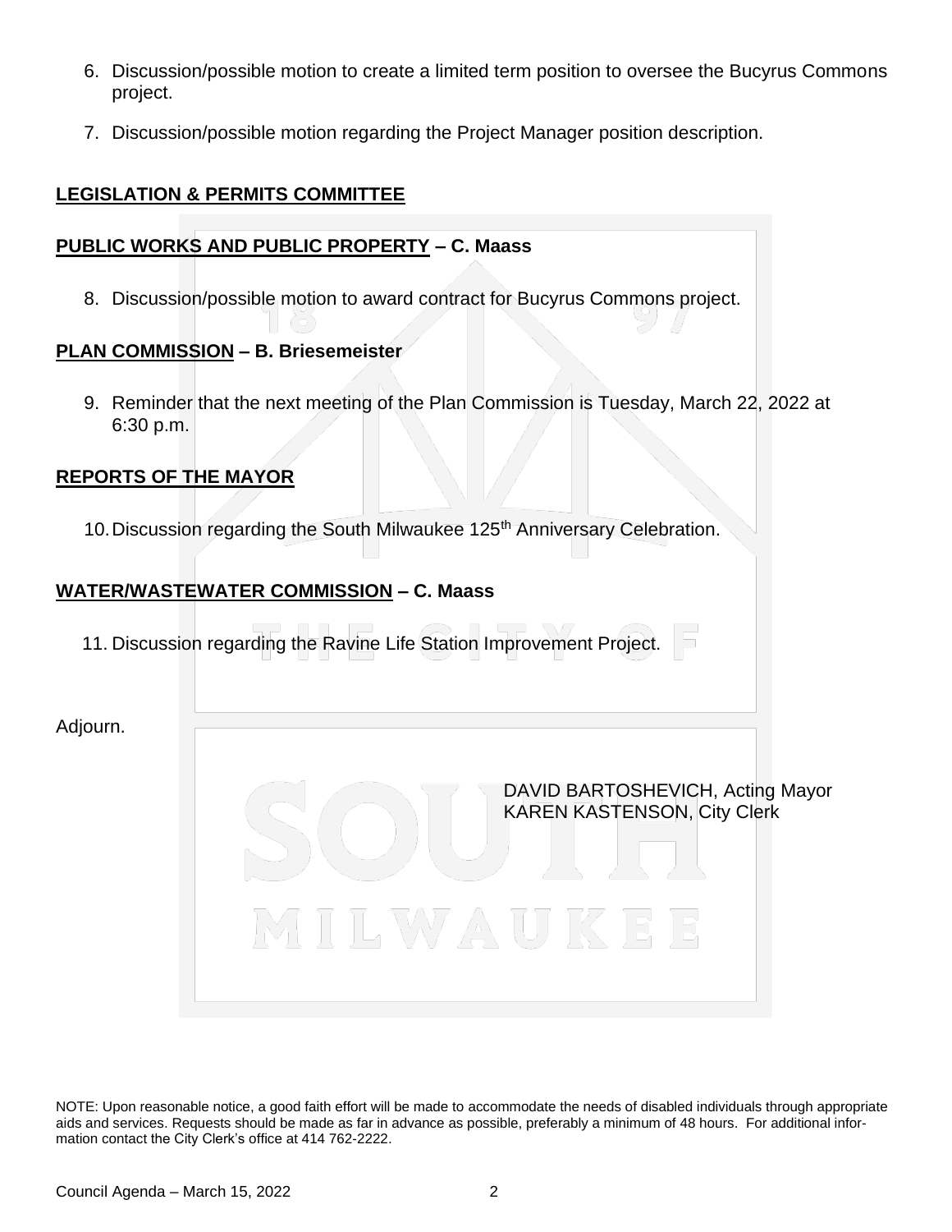6. Discussion/possible motion to create a limited term position to oversee the Bucyrus Commons project.

7. Discussion/possible motion regarding the Project Manager position description.

**LEGISLATION & PERMITS COMMITTEE**

**PUBLIC WORKS AND PUBLIC PROPERTY – C. Maass**

8. Discussion/possible motion to award contract for Bucyrus Commons project.

**PLAN COMMISSION – B. Briesemeister**

9. Reminder that the next meeting of the Plan Commission is Tuesday, March 22, 2022 at 6:30 p.m.

**REPORTS OF THE MAYOR**

10. Discussion regarding the South Milwaukee 125th Anniversary Celebration.

**WATER/WASTEWATER COMMISSION – C. Maass**

11. Discussion regarding the Ravine Life Station Improvement Project.

Adjourn.

DAVID BARTOSHEVICH, Acting Mayor
KAREN KASTENSON, City Clerk

NOTE: Upon reasonable notice, a good faith effort will be made to accommodate the needs of disabled individuals through appropriate aids and services. Requests should be made as far in advance as possible, preferably a minimum of 48 hours. For additional information contact the City Clerk's office at 414 762-2222.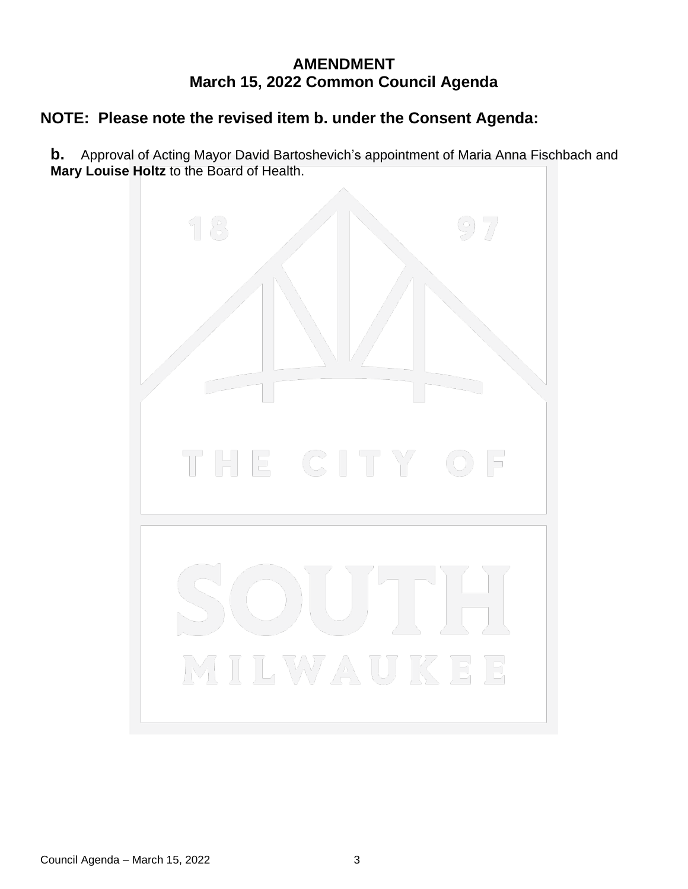**AMENDMENT**
**March 15, 2022 Common Council Agenda**

## NOTE: Please note the revised item b. under the Consent Agenda:

**b.** Approval of Acting Mayor David Bartoshevich's appointment of Maria Anna Fischbach and **Mary Louise Holtz** to the Board of Health.